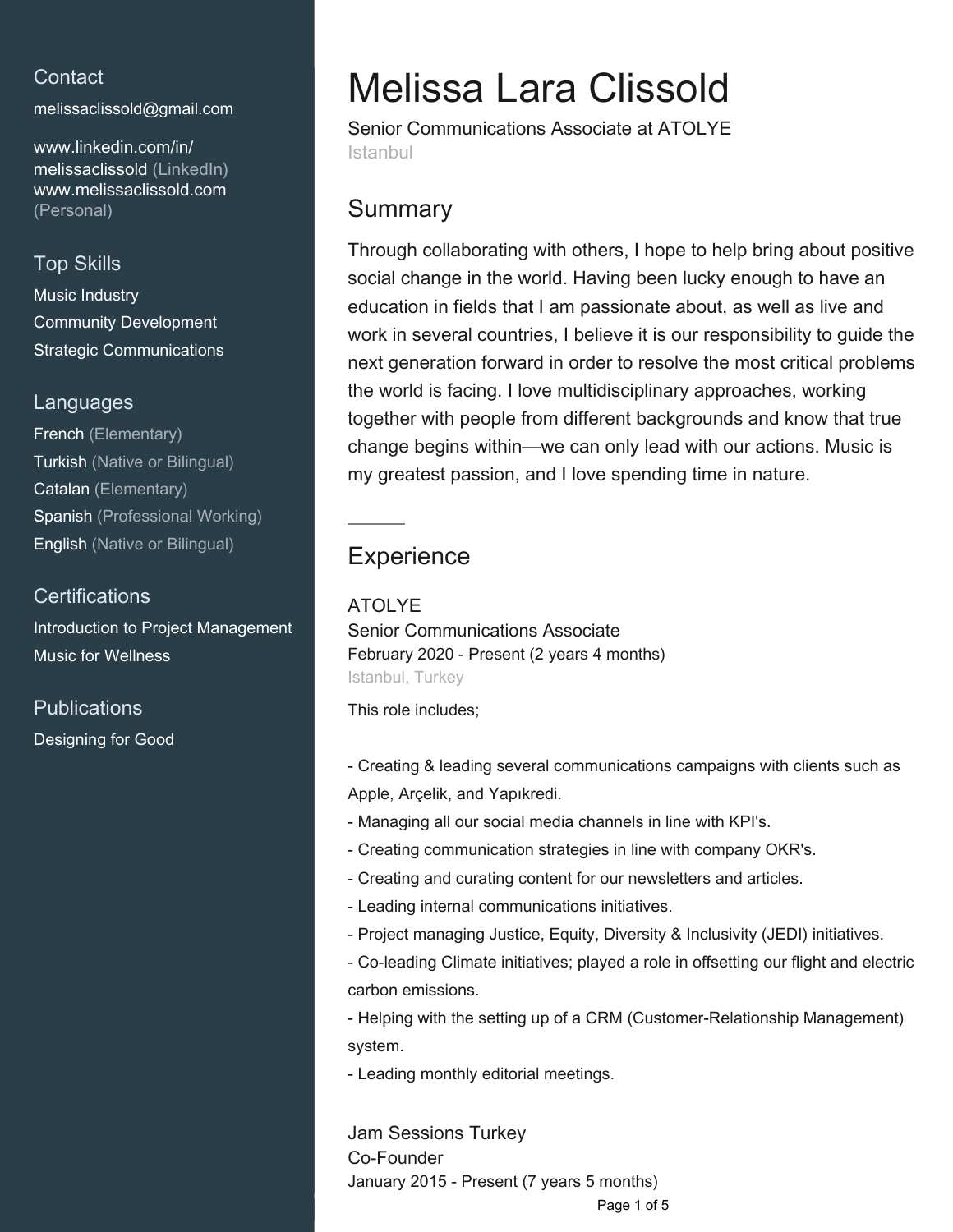## Contact

melissaclissold@gmail.com

www.linkedin.com/in/melissaclissold (LinkedIn)
www.melissaclissold.com (Personal)

## Top Skills

Music Industry
Community Development
Strategic Communications

## Languages

French (Elementary)
Turkish (Native or Bilingual)
Catalan (Elementary)
Spanish (Professional Working)
English (Native or Bilingual)

## Certifications

Introduction to Project Management
Music for Wellness

## Publications

Designing for Good

# Melissa Lara Clissold

Senior Communications Associate at ATOLYE
Istanbul

## Summary

Through collaborating with others, I hope to help bring about positive social change in the world. Having been lucky enough to have an education in fields that I am passionate about, as well as live and work in several countries, I believe it is our responsibility to guide the next generation forward in order to resolve the most critical problems the world is facing. I love multidisciplinary approaches, working together with people from different backgrounds and know that true change begins within—we can only lead with our actions. Music is my greatest passion, and I love spending time in nature.

---

## Experience

### ATOLYE

Senior Communications Associate
February 2020 - Present (2 years 4 months)
Istanbul, Turkey

This role includes;

- Creating & leading several communications campaigns with clients such as Apple, Arçelik, and Yapıkredi.
- Managing all our social media channels in line with KPI's.
- Creating communication strategies in line with company OKR's.
- Creating and curating content for our newsletters and articles.
- Leading internal communications initiatives.
- Project managing Justice, Equity, Diversity & Inclusivity (JEDI) initiatives.
- Co-leading Climate initiatives; played a role in offsetting our flight and electric carbon emissions.
- Helping with the setting up of a CRM (Customer-Relationship Management) system.
- Leading monthly editorial meetings.

### Jam Sessions Turkey

Co-Founder
January 2015 - Present (7 years 5 months)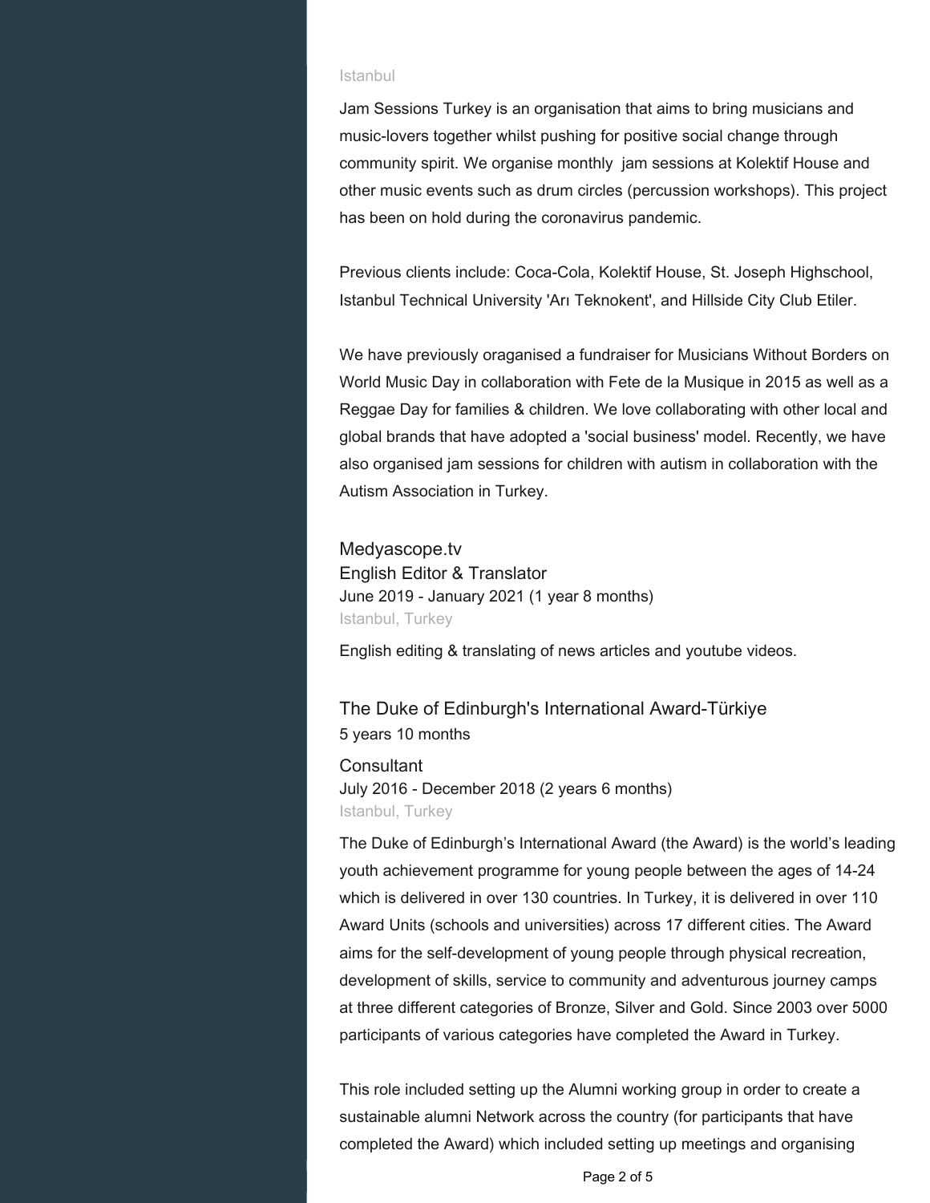Istanbul

Jam Sessions Turkey is an organisation that aims to bring musicians and music-lovers together whilst pushing for positive social change through community spirit. We organise monthly  jam sessions at Kolektif House and other music events such as drum circles (percussion workshops). This project has been on hold during the coronavirus pandemic.

Previous clients include: Coca-Cola, Kolektif House, St. Joseph Highschool, Istanbul Technical University 'Arı Teknokent', and Hillside City Club Etiler.

We have previously oraganised a fundraiser for Musicians Without Borders on World Music Day in collaboration with Fete de la Musique in 2015 as well as a Reggae Day for families & children. We love collaborating with other local and global brands that have adopted a 'social business' model. Recently, we have also organised jam sessions for children with autism in collaboration with the Autism Association in Turkey.

### Medyascope.tv
English Editor & Translator
June 2019 - January 2021 (1 year 8 months)
Istanbul, Turkey

English editing & translating of news articles and youtube videos.

### The Duke of Edinburgh's International Award-Türkiye
5 years 10 months

Consultant
July 2016 - December 2018 (2 years 6 months)
Istanbul, Turkey

The Duke of Edinburgh's International Award (the Award) is the world's leading youth achievement programme for young people between the ages of 14-24 which is delivered in over 130 countries. In Turkey, it is delivered in over 110 Award Units (schools and universities) across 17 different cities. The Award aims for the self-development of young people through physical recreation, development of skills, service to community and adventurous journey camps at three different categories of Bronze, Silver and Gold. Since 2003 over 5000 participants of various categories have completed the Award in Turkey.

This role included setting up the Alumni working group in order to create a sustainable alumni Network across the country (for participants that have completed the Award) which included setting up meetings and organising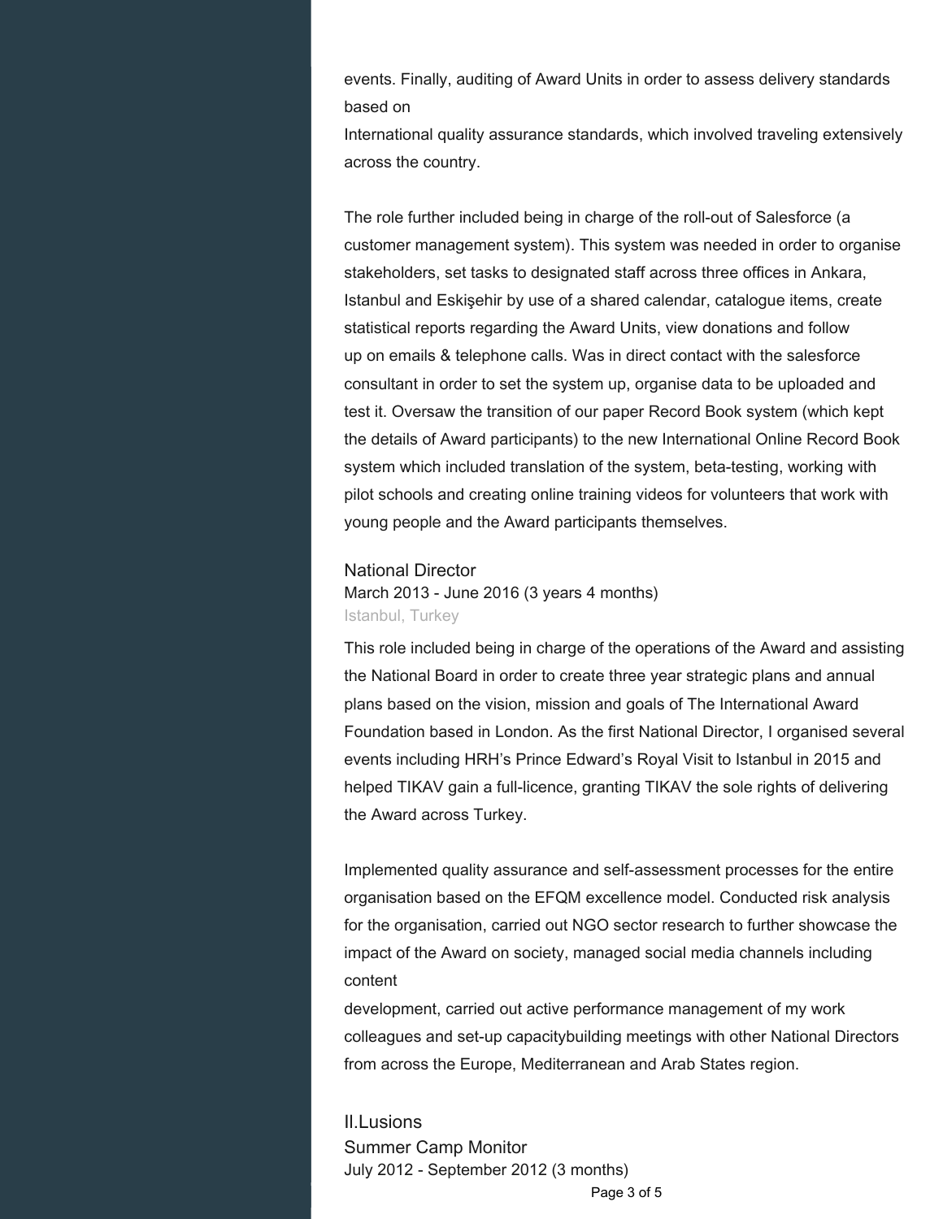events. Finally, auditing of Award Units in order to assess delivery standards based on
International quality assurance standards, which involved traveling extensively across the country.

The role further included being in charge of the roll-out of Salesforce (a customer management system). This system was needed in order to organise stakeholders, set tasks to designated staff across three offices in Ankara, Istanbul and Eskişehir by use of a shared calendar, catalogue items, create statistical reports regarding the Award Units, view donations and follow up on emails & telephone calls. Was in direct contact with the salesforce consultant in order to set the system up, organise data to be uploaded and test it. Oversaw the transition of our paper Record Book system (which kept the details of Award participants) to the new International Online Record Book system which included translation of the system, beta-testing, working with pilot schools and creating online training videos for volunteers that work with young people and the Award participants themselves.

### National Director
March 2013 - June 2016 (3 years 4 months)
Istanbul, Turkey

This role included being in charge of the operations of the Award and assisting the National Board in order to create three year strategic plans and annual plans based on the vision, mission and goals of The International Award Foundation based in London. As the first National Director, I organised several events including HRH's Prince Edward's Royal Visit to Istanbul in 2015 and helped TIKAV gain a full-licence, granting TIKAV the sole rights of delivering the Award across Turkey.

Implemented quality assurance and self-assessment processes for the entire organisation based on the EFQM excellence model. Conducted risk analysis for the organisation, carried out NGO sector research to further showcase the impact of the Award on society, managed social media channels including content
development, carried out active performance management of my work colleagues and set-up capacitybuilding meetings with other National Directors from across the Europe, Mediterranean and Arab States region.

## Il.Lusions
### Summer Camp Monitor
July 2012 - September 2012 (3 months)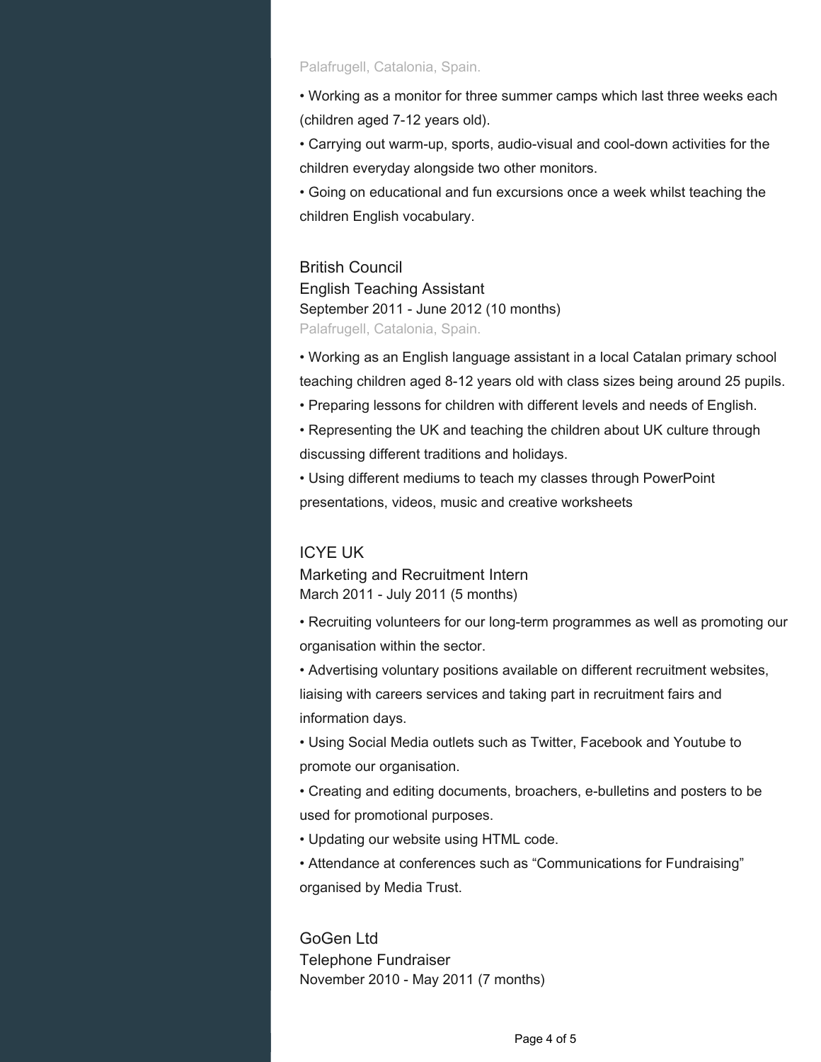Palafrugell, Catalonia, Spain.

- Working as a monitor for three summer camps which last three weeks each (children aged 7-12 years old).
- Carrying out warm-up, sports, audio-visual and cool-down activities for the children everyday alongside two other monitors.
- Going on educational and fun excursions once a week whilst teaching the children English vocabulary.

### British Council
English Teaching Assistant
September 2011 - June 2012 (10 months)
Palafrugell, Catalonia, Spain.

- Working as an English language assistant in a local Catalan primary school teaching children aged 8-12 years old with class sizes being around 25 pupils.
- Preparing lessons for children with different levels and needs of English.
- Representing the UK and teaching the children about UK culture through discussing different traditions and holidays.
- Using different mediums to teach my classes through PowerPoint presentations, videos, music and creative worksheets

### ICYE UK
Marketing and Recruitment Intern
March 2011 - July 2011 (5 months)

- Recruiting volunteers for our long-term programmes as well as promoting our organisation within the sector.
- Advertising voluntary positions available on different recruitment websites, liaising with careers services and taking part in recruitment fairs and information days.
- Using Social Media outlets such as Twitter, Facebook and Youtube to promote our organisation.
- Creating and editing documents, broachers, e-bulletins and posters to be used for promotional purposes.
- Updating our website using HTML code.
- Attendance at conferences such as “Communications for Fundraising” organised by Media Trust.

### GoGen Ltd
Telephone Fundraiser
November 2010 - May 2011 (7 months)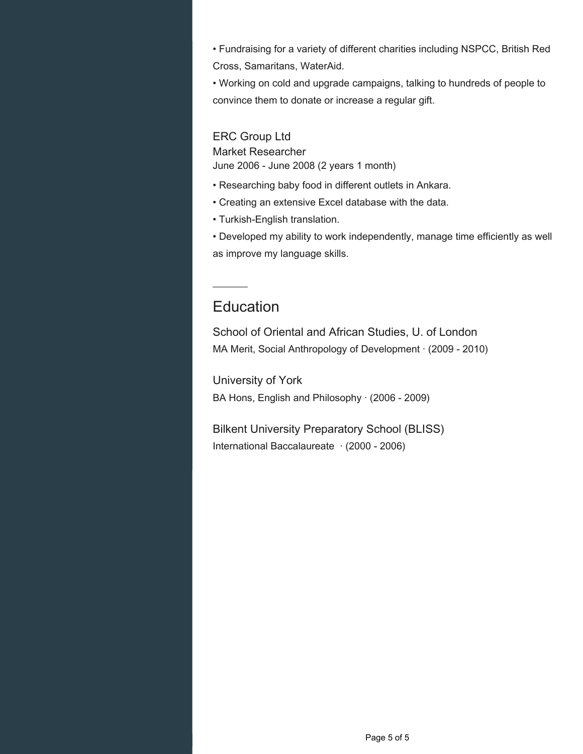- Fundraising for a variety of different charities including NSPCC, British Red Cross, Samaritans, WaterAid.
- Working on cold and upgrade campaigns, talking to hundreds of people to convince them to donate or increase a regular gift.

### ERC Group Ltd
Market Researcher
June 2006 - June 2008 (2 years 1 month)

- Researching baby food in different outlets in Ankara.
- Creating an extensive Excel database with the data.
- Turkish-English translation.
- Developed my ability to work independently, manage time efficiently as well as improve my language skills.

## Education

### School of Oriental and African Studies, U. of London
MA Merit, Social Anthropology of Development · (2009 - 2010)

### University of York
BA Hons, English and Philosophy · (2006 - 2009)

### Bilkent University Preparatory School (BLISS)
International Baccalaureate · (2000 - 2006)